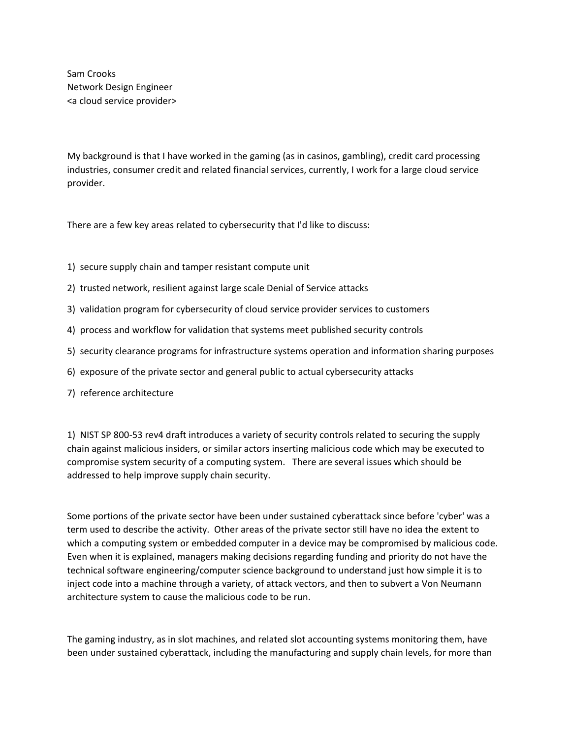Sam Crooks
Network Design Engineer
<a cloud service provider>

My background is that I have worked in the gaming (as in casinos, gambling), credit card processing industries, consumer credit and related financial services, currently, I work for a large cloud service provider.

There are a few key areas related to cybersecurity that I'd like to discuss:

1) secure supply chain and tamper resistant compute unit
2) trusted network, resilient against large scale Denial of Service attacks
3) validation program for cybersecurity of cloud service provider services to customers
4) process and workflow for validation that systems meet published security controls
5) security clearance programs for infrastructure systems operation and information sharing purposes
6) exposure of the private sector and general public to actual cybersecurity attacks
7) reference architecture

1) NIST SP 800-53 rev4 draft introduces a variety of security controls related to securing the supply chain against malicious insiders, or similar actors inserting malicious code which may be executed to compromise system security of a computing system. There are several issues which should be addressed to help improve supply chain security.

Some portions of the private sector have been under sustained cyberattack since before 'cyber' was a term used to describe the activity. Other areas of the private sector still have no idea the extent to which a computing system or embedded computer in a device may be compromised by malicious code. Even when it is explained, managers making decisions regarding funding and priority do not have the technical software engineering/computer science background to understand just how simple it is to inject code into a machine through a variety, of attack vectors, and then to subvert a Von Neumann architecture system to cause the malicious code to be run.

The gaming industry, as in slot machines, and related slot accounting systems monitoring them, have been under sustained cyberattack, including the manufacturing and supply chain levels, for more than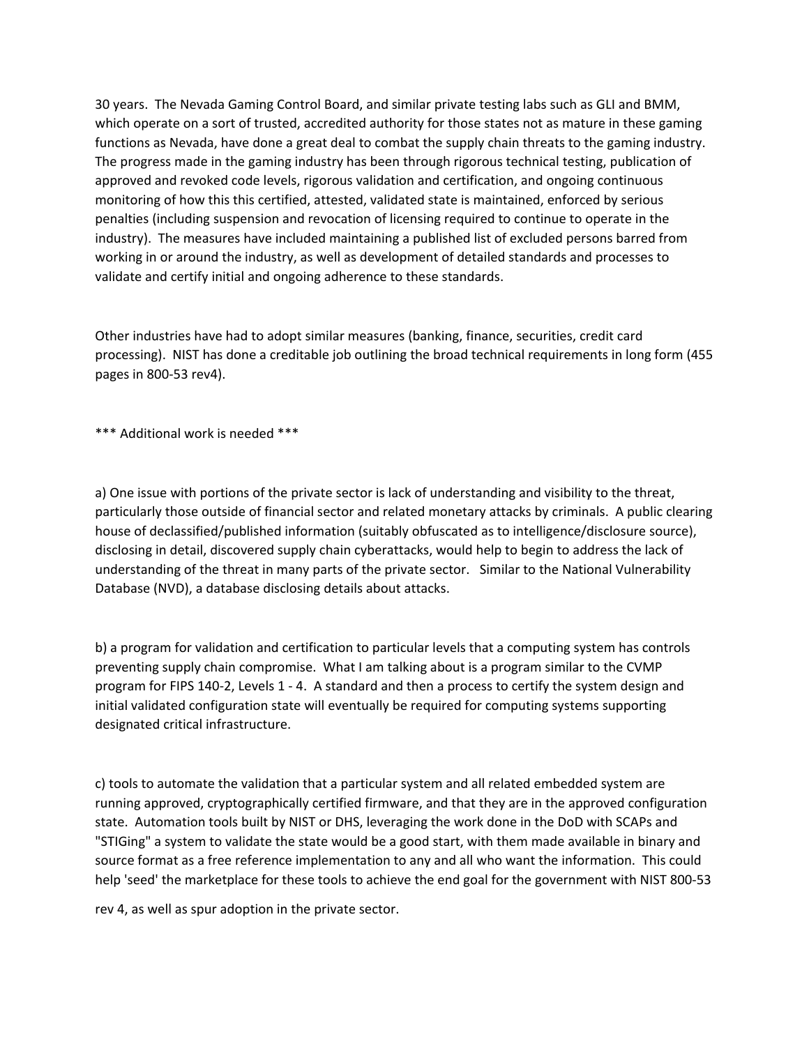30 years. The Nevada Gaming Control Board, and similar private testing labs such as GLI and BMM, which operate on a sort of trusted, accredited authority for those states not as mature in these gaming functions as Nevada, have done a great deal to combat the supply chain threats to the gaming industry. The progress made in the gaming industry has been through rigorous technical testing, publication of approved and revoked code levels, rigorous validation and certification, and ongoing continuous monitoring of how this this certified, attested, validated state is maintained, enforced by serious penalties (including suspension and revocation of licensing required to continue to operate in the industry). The measures have included maintaining a published list of excluded persons barred from working in or around the industry, as well as development of detailed standards and processes to validate and certify initial and ongoing adherence to these standards.

Other industries have had to adopt similar measures (banking, finance, securities, credit card processing). NIST has done a creditable job outlining the broad technical requirements in long form (455 pages in 800-53 rev4).

*** Additional work is needed ***

a) One issue with portions of the private sector is lack of understanding and visibility to the threat, particularly those outside of financial sector and related monetary attacks by criminals. A public clearing house of declassified/published information (suitably obfuscated as to intelligence/disclosure source), disclosing in detail, discovered supply chain cyberattacks, would help to begin to address the lack of understanding of the threat in many parts of the private sector. Similar to the National Vulnerability Database (NVD), a database disclosing details about attacks.

b) a program for validation and certification to particular levels that a computing system has controls preventing supply chain compromise. What I am talking about is a program similar to the CVMP program for FIPS 140-2, Levels 1 - 4. A standard and then a process to certify the system design and initial validated configuration state will eventually be required for computing systems supporting designated critical infrastructure.

c) tools to automate the validation that a particular system and all related embedded system are running approved, cryptographically certified firmware, and that they are in the approved configuration state. Automation tools built by NIST or DHS, leveraging the work done in the DoD with SCAPs and "STIGing" a system to validate the state would be a good start, with them made available in binary and source format as a free reference implementation to any and all who want the information. This could help 'seed' the marketplace for these tools to achieve the end goal for the government with NIST 800-53 rev 4, as well as spur adoption in the private sector.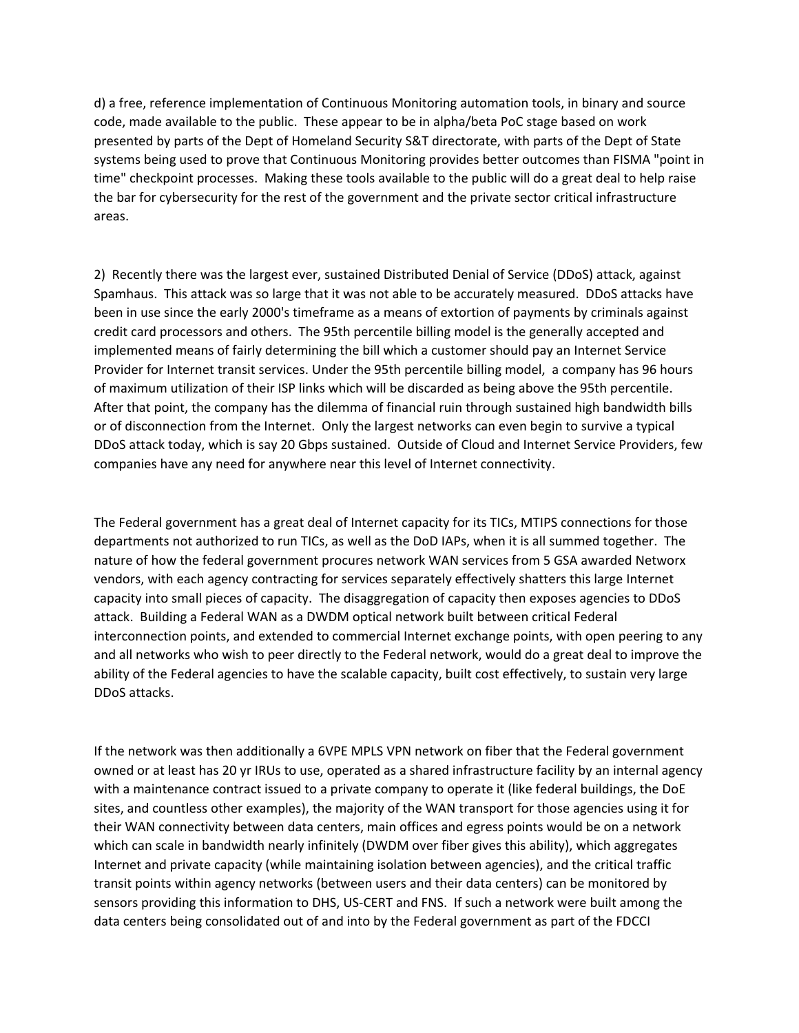d) a free, reference implementation of Continuous Monitoring automation tools, in binary and source code, made available to the public. These appear to be in alpha/beta PoC stage based on work presented by parts of the Dept of Homeland Security S&T directorate, with parts of the Dept of State systems being used to prove that Continuous Monitoring provides better outcomes than FISMA "point in time" checkpoint processes. Making these tools available to the public will do a great deal to help raise the bar for cybersecurity for the rest of the government and the private sector critical infrastructure areas.

2) Recently there was the largest ever, sustained Distributed Denial of Service (DDoS) attack, against Spamhaus. This attack was so large that it was not able to be accurately measured. DDoS attacks have been in use since the early 2000's timeframe as a means of extortion of payments by criminals against credit card processors and others. The 95th percentile billing model is the generally accepted and implemented means of fairly determining the bill which a customer should pay an Internet Service Provider for Internet transit services. Under the 95th percentile billing model, a company has 96 hours of maximum utilization of their ISP links which will be discarded as being above the 95th percentile. After that point, the company has the dilemma of financial ruin through sustained high bandwidth bills or of disconnection from the Internet. Only the largest networks can even begin to survive a typical DDoS attack today, which is say 20 Gbps sustained. Outside of Cloud and Internet Service Providers, few companies have any need for anywhere near this level of Internet connectivity.

The Federal government has a great deal of Internet capacity for its TICs, MTIPS connections for those departments not authorized to run TICs, as well as the DoD IAPs, when it is all summed together. The nature of how the federal government procures network WAN services from 5 GSA awarded Networx vendors, with each agency contracting for services separately effectively shatters this large Internet capacity into small pieces of capacity. The disaggregation of capacity then exposes agencies to DDoS attack. Building a Federal WAN as a DWDM optical network built between critical Federal interconnection points, and extended to commercial Internet exchange points, with open peering to any and all networks who wish to peer directly to the Federal network, would do a great deal to improve the ability of the Federal agencies to have the scalable capacity, built cost effectively, to sustain very large DDoS attacks.

If the network was then additionally a 6VPE MPLS VPN network on fiber that the Federal government owned or at least has 20 yr IRUs to use, operated as a shared infrastructure facility by an internal agency with a maintenance contract issued to a private company to operate it (like federal buildings, the DoE sites, and countless other examples), the majority of the WAN transport for those agencies using it for their WAN connectivity between data centers, main offices and egress points would be on a network which can scale in bandwidth nearly infinitely (DWDM over fiber gives this ability), which aggregates Internet and private capacity (while maintaining isolation between agencies), and the critical traffic transit points within agency networks (between users and their data centers) can be monitored by sensors providing this information to DHS, US-CERT and FNS. If such a network were built among the data centers being consolidated out of and into by the Federal government as part of the FDCCI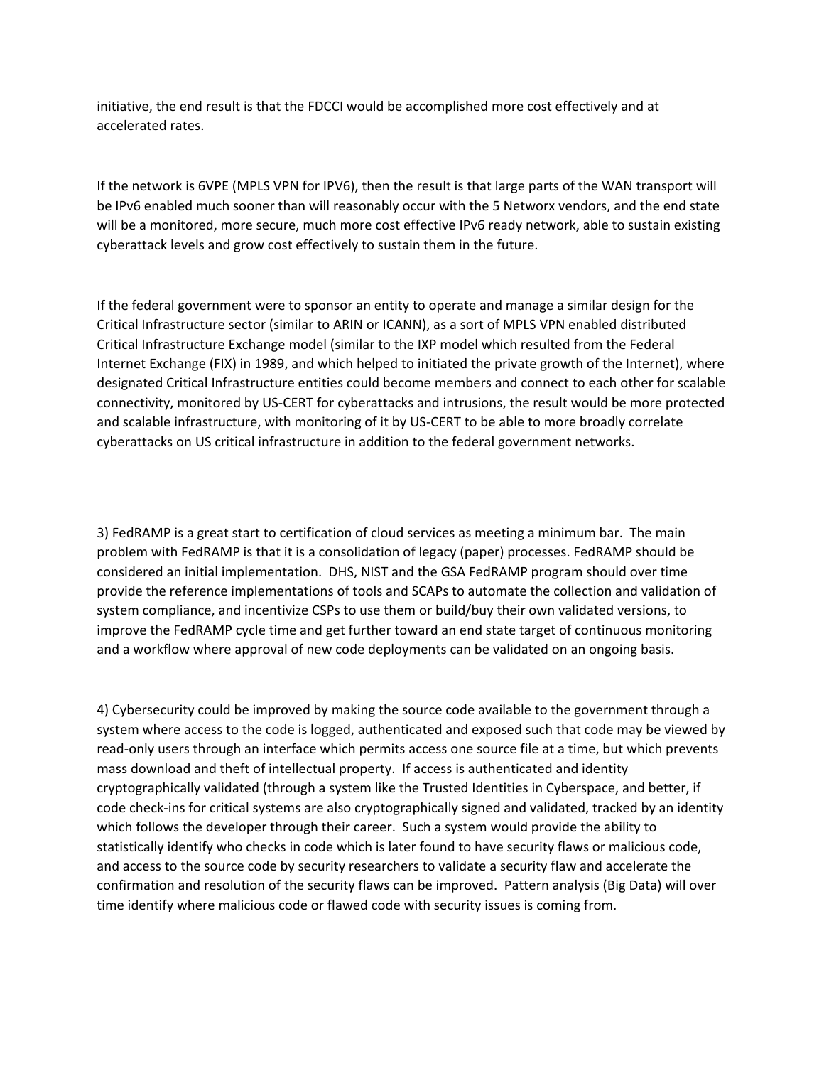initiative, the end result is that the FDCCI would be accomplished more cost effectively and at accelerated rates.

If the network is 6VPE (MPLS VPN for IPV6), then the result is that large parts of the WAN transport will be IPv6 enabled much sooner than will reasonably occur with the 5 Networx vendors, and the end state will be a monitored, more secure, much more cost effective IPv6 ready network, able to sustain existing cyberattack levels and grow cost effectively to sustain them in the future.

If the federal government were to sponsor an entity to operate and manage a similar design for the Critical Infrastructure sector (similar to ARIN or ICANN), as a sort of MPLS VPN enabled distributed Critical Infrastructure Exchange model (similar to the IXP model which resulted from the Federal Internet Exchange (FIX) in 1989, and which helped to initiated the private growth of the Internet), where designated Critical Infrastructure entities could become members and connect to each other for scalable connectivity, monitored by US-CERT for cyberattacks and intrusions, the result would be more protected and scalable infrastructure, with monitoring of it by US-CERT to be able to more broadly correlate cyberattacks on US critical infrastructure in addition to the federal government networks.

3) FedRAMP is a great start to certification of cloud services as meeting a minimum bar. The main problem with FedRAMP is that it is a consolidation of legacy (paper) processes. FedRAMP should be considered an initial implementation. DHS, NIST and the GSA FedRAMP program should over time provide the reference implementations of tools and SCAPs to automate the collection and validation of system compliance, and incentivize CSPs to use them or build/buy their own validated versions, to improve the FedRAMP cycle time and get further toward an end state target of continuous monitoring and a workflow where approval of new code deployments can be validated on an ongoing basis.

4) Cybersecurity could be improved by making the source code available to the government through a system where access to the code is logged, authenticated and exposed such that code may be viewed by read-only users through an interface which permits access one source file at a time, but which prevents mass download and theft of intellectual property. If access is authenticated and identity cryptographically validated (through a system like the Trusted Identities in Cyberspace, and better, if code check-ins for critical systems are also cryptographically signed and validated, tracked by an identity which follows the developer through their career. Such a system would provide the ability to statistically identify who checks in code which is later found to have security flaws or malicious code, and access to the source code by security researchers to validate a security flaw and accelerate the confirmation and resolution of the security flaws can be improved. Pattern analysis (Big Data) will over time identify where malicious code or flawed code with security issues is coming from.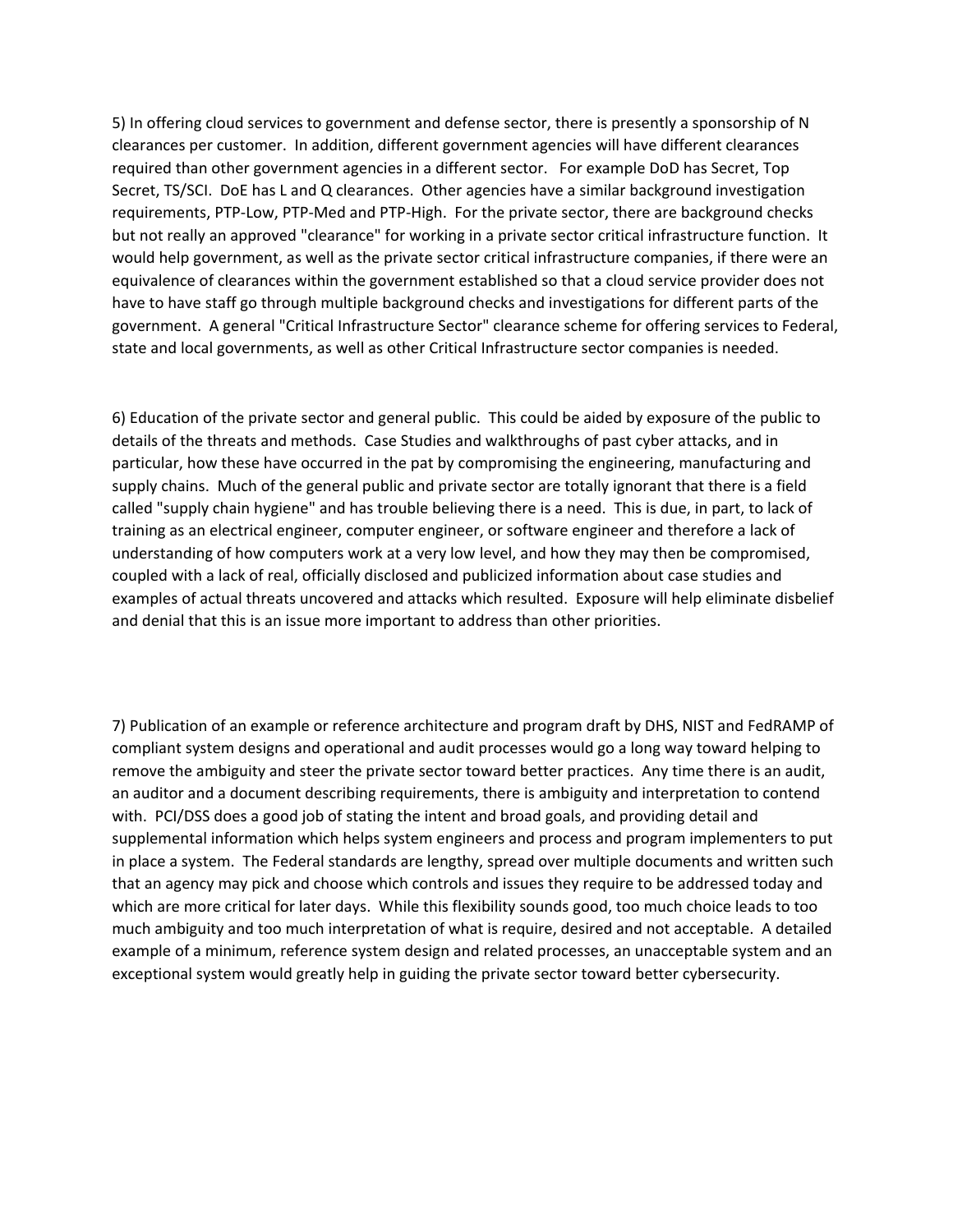5) In offering cloud services to government and defense sector, there is presently a sponsorship of N clearances per customer. In addition, different government agencies will have different clearances required than other government agencies in a different sector. For example DoD has Secret, Top Secret, TS/SCI. DoE has L and Q clearances. Other agencies have a similar background investigation requirements, PTP-Low, PTP-Med and PTP-High. For the private sector, there are background checks but not really an approved "clearance" for working in a private sector critical infrastructure function. It would help government, as well as the private sector critical infrastructure companies, if there were an equivalence of clearances within the government established so that a cloud service provider does not have to have staff go through multiple background checks and investigations for different parts of the government. A general "Critical Infrastructure Sector" clearance scheme for offering services to Federal, state and local governments, as well as other Critical Infrastructure sector companies is needed.

6) Education of the private sector and general public. This could be aided by exposure of the public to details of the threats and methods. Case Studies and walkthroughs of past cyber attacks, and in particular, how these have occurred in the pat by compromising the engineering, manufacturing and supply chains. Much of the general public and private sector are totally ignorant that there is a field called "supply chain hygiene" and has trouble believing there is a need. This is due, in part, to lack of training as an electrical engineer, computer engineer, or software engineer and therefore a lack of understanding of how computers work at a very low level, and how they may then be compromised, coupled with a lack of real, officially disclosed and publicized information about case studies and examples of actual threats uncovered and attacks which resulted. Exposure will help eliminate disbelief and denial that this is an issue more important to address than other priorities.

7) Publication of an example or reference architecture and program draft by DHS, NIST and FedRAMP of compliant system designs and operational and audit processes would go a long way toward helping to remove the ambiguity and steer the private sector toward better practices. Any time there is an audit, an auditor and a document describing requirements, there is ambiguity and interpretation to contend with. PCI/DSS does a good job of stating the intent and broad goals, and providing detail and supplemental information which helps system engineers and process and program implementers to put in place a system. The Federal standards are lengthy, spread over multiple documents and written such that an agency may pick and choose which controls and issues they require to be addressed today and which are more critical for later days. While this flexibility sounds good, too much choice leads to too much ambiguity and too much interpretation of what is require, desired and not acceptable. A detailed example of a minimum, reference system design and related processes, an unacceptable system and an exceptional system would greatly help in guiding the private sector toward better cybersecurity.